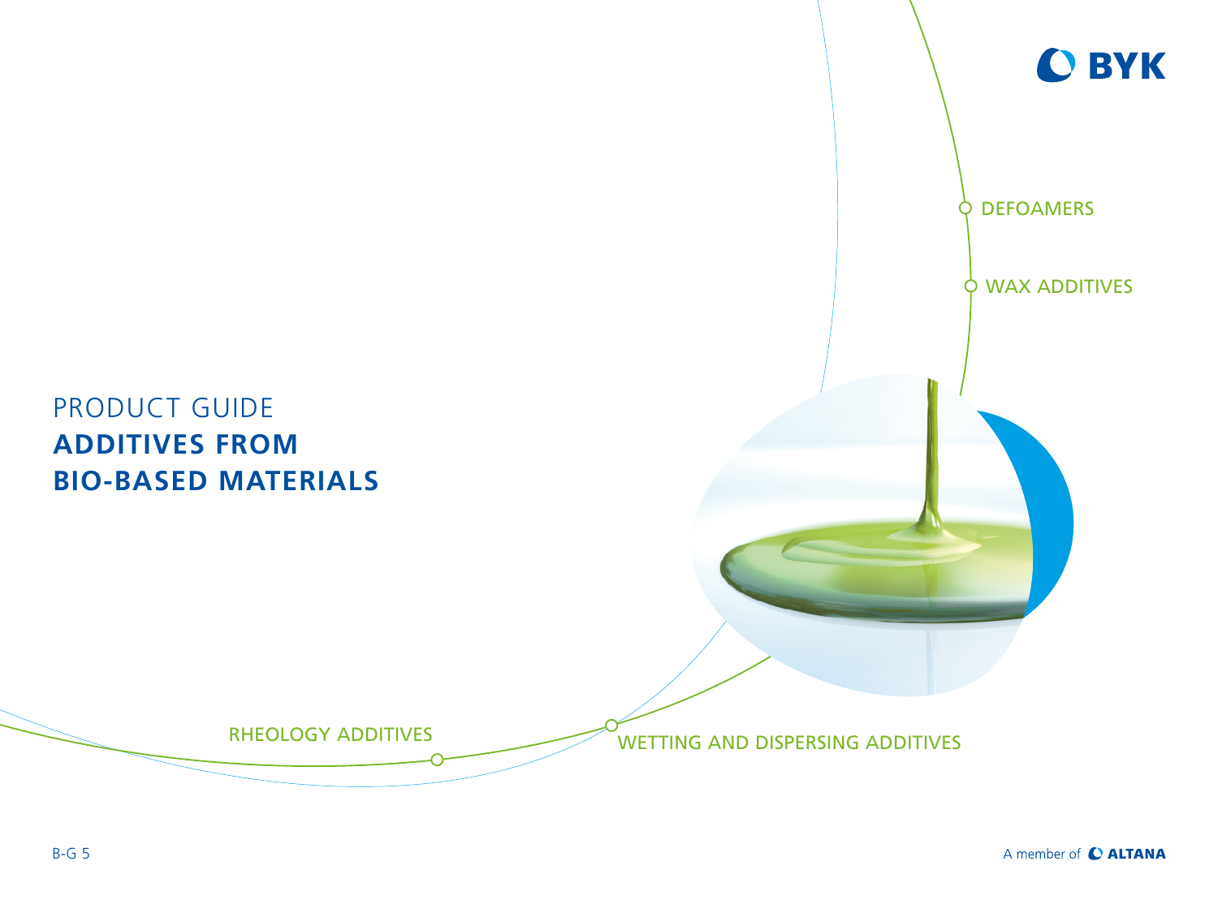BYK

DEFOAMERS

WAX ADDITIVES

# PRODUCT GUIDE
# ADDITIVES FROM BIO-BASED MATERIALS

RHEOLOGY ADDITIVES

WETTING AND DISPERSING ADDITIVES

B-G 5

A member of ALTANA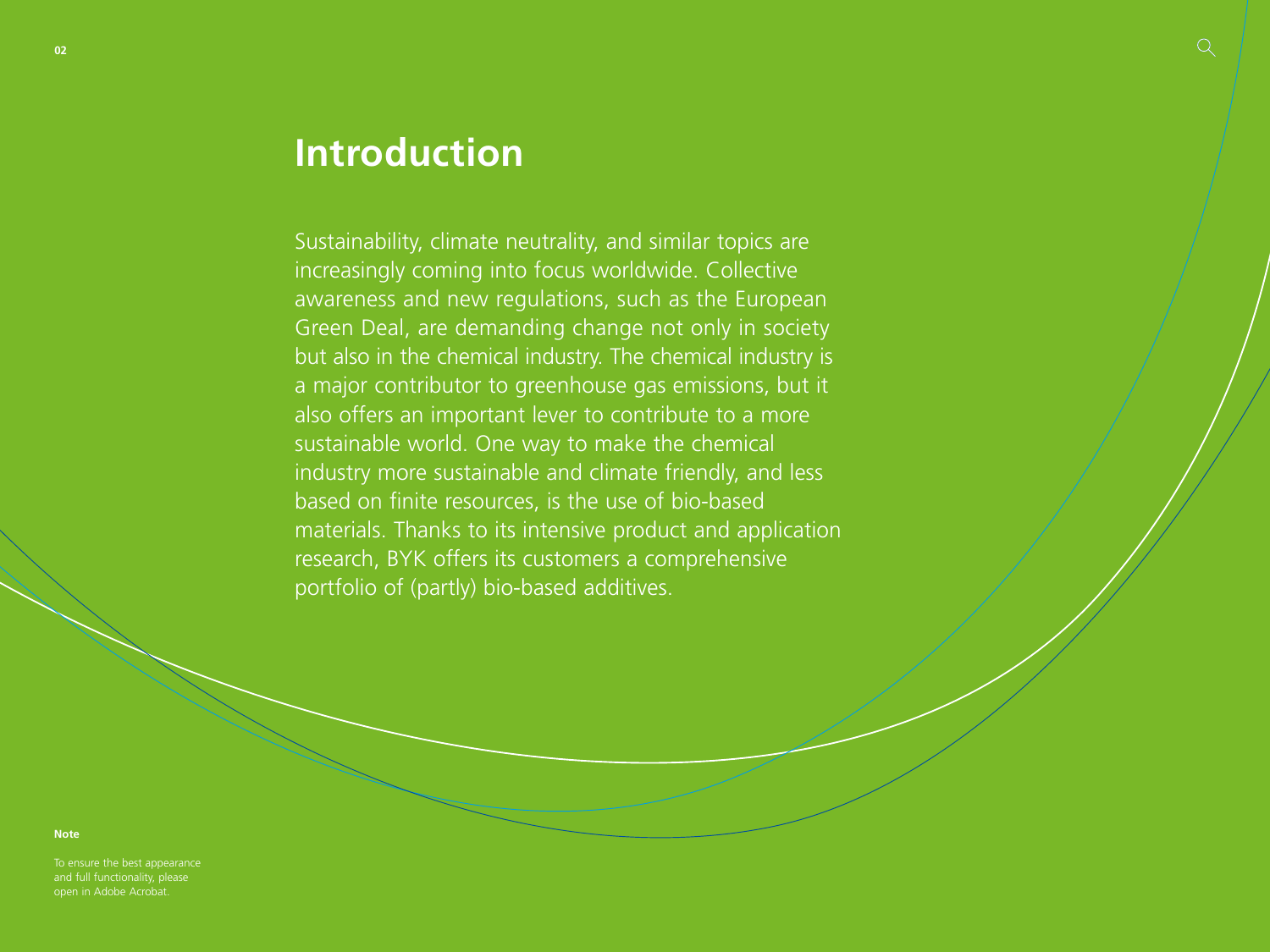# Introduction

Sustainability, climate neutrality, and similar topics are increasingly coming into focus worldwide. Collective awareness and new regulations, such as the European Green Deal, are demanding change not only in society but also in the chemical industry. The chemical industry is a major contributor to greenhouse gas emissions, but it also offers an important lever to contribute to a more sustainable world. One way to make the chemical industry more sustainable and climate friendly, and less based on finite resources, is the use of bio-based materials. Thanks to its intensive product and application research, BYK offers its customers a comprehensive portfolio of (partly) bio-based additives.

**Note**

To ensure the best appearance and full functionality, please open in Adobe Acrobat.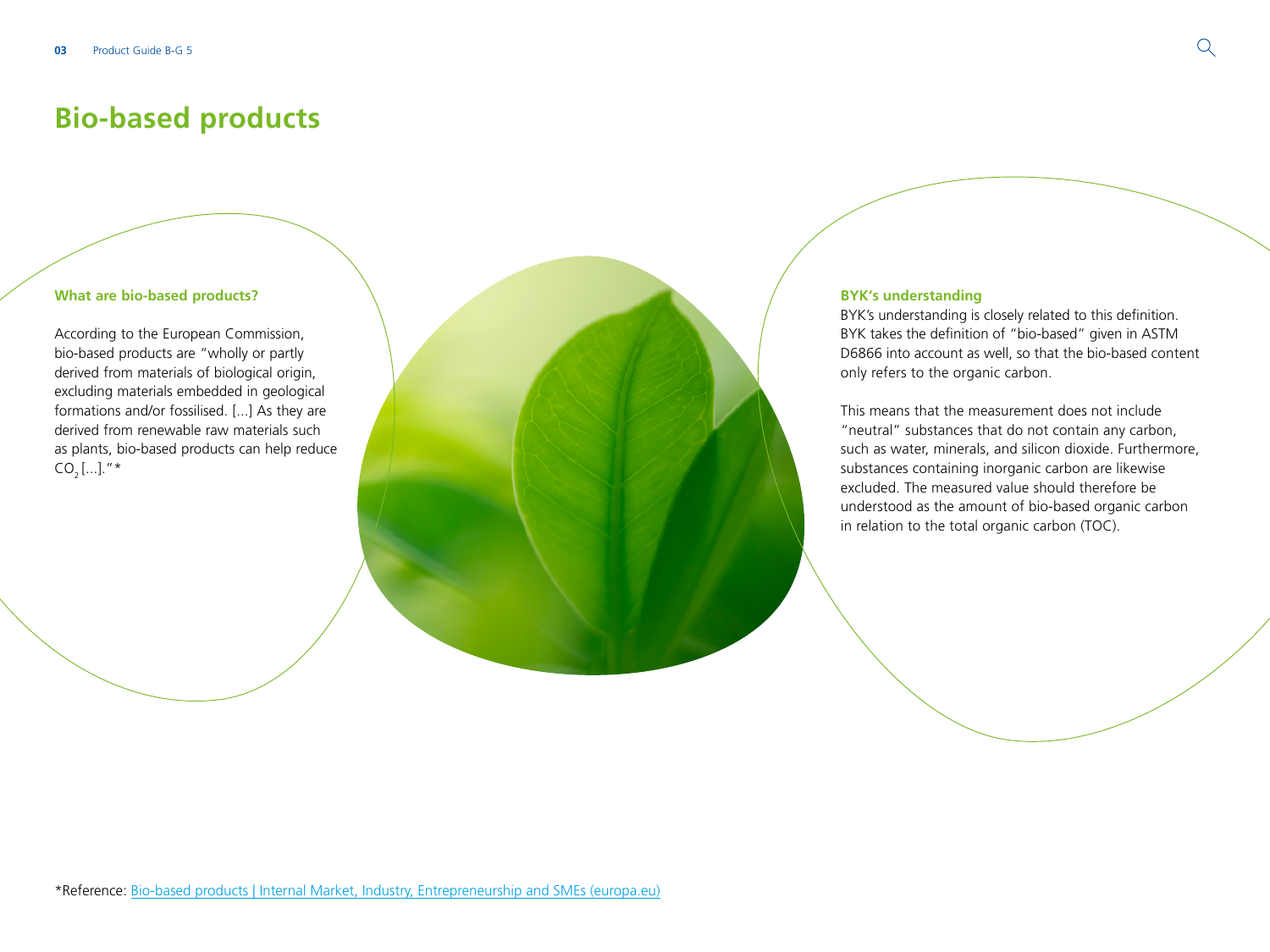# Bio-based products

### What are bio-based products?

According to the European Commission, bio-based products are "wholly or partly derived from materials of biological origin, excluding materials embedded in geological formations and/or fossilised. [...] As they are derived from renewable raw materials such as plants, bio-based products can help reduce $CO_2$ [...]."*

### BYK's understanding

BYK's understanding is closely related to this definition. BYK takes the definition of "bio-based" given in ASTM D6866 into account as well, so that the bio-based content only refers to the organic carbon.

This means that the measurement does not include "neutral" substances that do not contain any carbon, such as water, minerals, and silicon dioxide. Furthermore, substances containing inorganic carbon are likewise excluded. The measured value should therefore be understood as the amount of bio-based organic carbon in relation to the total organic carbon (TOC).

*Reference: Bio-based products | Internal Market, Industry, Entrepreneurship and SMEs (europa.eu)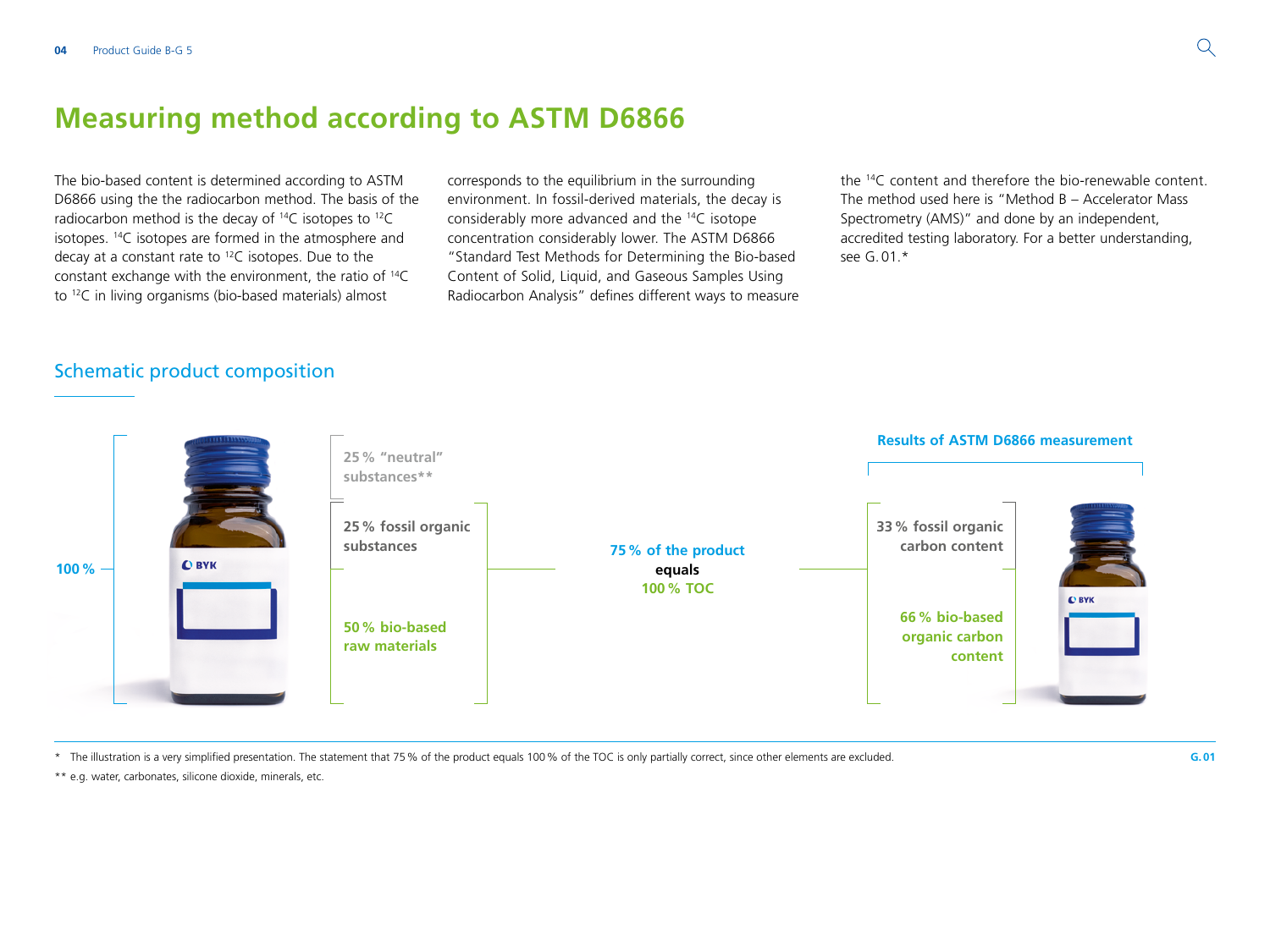# Measuring method according to ASTM D6866

The bio-based content is determined according to ASTM D6866 using the the radiocarbon method. The basis of the radiocarbon method is the decay of $^{14}C$ isotopes to $^{12}C$ isotopes. $^{14}C$ isotopes are formed in the atmosphere and decay at a constant rate to $^{12}C$ isotopes. Due to the constant exchange with the environment, the ratio of $^{14}C$ to $^{12}C$ in living organisms (bio-based materials) almost corresponds to the equilibrium in the surrounding environment. In fossil-derived materials, the decay is considerably more advanced and the $^{14}C$ isotope concentration considerably lower. The ASTM D6866 "Standard Test Methods for Determining the Bio-based Content of Solid, Liquid, and Gaseous Samples Using Radiocarbon Analysis" defines different ways to measure the $^{14}C$ content and therefore the bio-renewable content. The method used here is "Method B – Accelerator Mass Spectrometry (AMS)" and done by an independent, accredited testing laboratory. For a better understanding, see G. 01.*

## Schematic product composition

100 %

25 % "neutral" substances**

25 % fossil organic substances

50 % bio-based raw materials

75 % of the product equals 100 % TOC

**Results of ASTM D6866 measurement**

33 % fossil organic carbon content

66 % bio-based organic carbon content

G. 01

\* The illustration is a very simplified presentation. The statement that 75 % of the product equals 100 % of the TOC is only partially correct, since other elements are excluded.

\*\* e.g. water, carbonates, silicone dioxide, minerals, etc.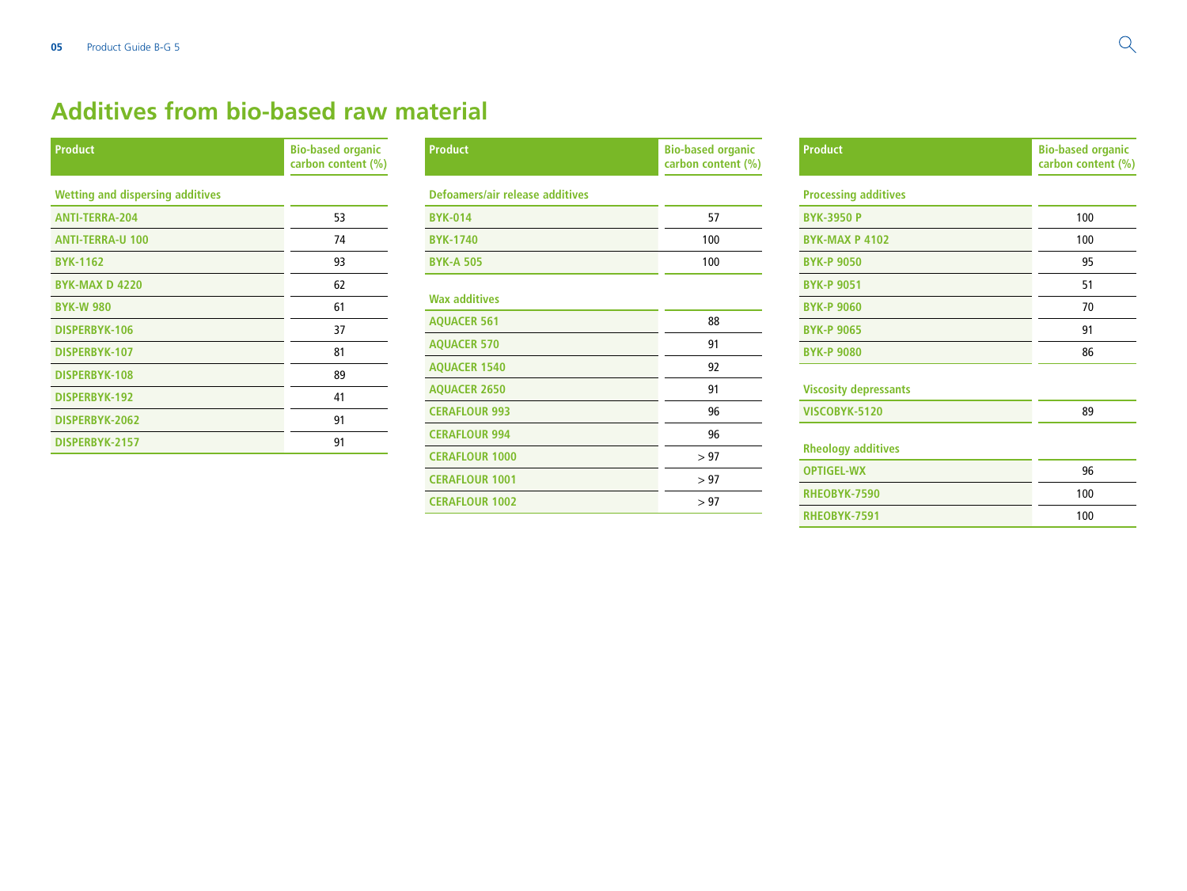# Additives from bio-based raw material

| Product | Bio-based organic carbon content (%) |
|---|---|
| **Wetting and dispersing additives** | |
| ANTI-TERRA-204 | 53 |
| ANTI-TERRA-U 100 | 74 |
| BYK-1162 | 93 |
| BYK-MAX D 4220 | 62 |
| BYK-W 980 | 61 |
| DISPERBYK-106 | 37 |
| DISPERBYK-107 | 81 |
| DISPERBYK-108 | 89 |
| DISPERBYK-192 | 41 |
| DISPERBYK-2062 | 91 |
| DISPERBYK-2157 | 91 |

| Product | Bio-based organic carbon content (%) |
|---|---|
| **Defoamers/air release additives** | |
| BYK-014 | 57 |
| BYK-1740 | 100 |
| BYK-A 505 | 100 |
| **Wax additives** | |
| AQUACER 561 | 88 |
| AQUACER 570 | 91 |
| AQUACER 1540 | 92 |
| AQUACER 2650 | 91 |
| CERAFLOUR 993 | 96 |
| CERAFLOUR 994 | 96 |
| CERAFLOUR 1000 | > 97 |
| CERAFLOUR 1001 | > 97 |
| CERAFLOUR 1002 | > 97 |

| Product | Bio-based organic carbon content (%) |
|---|---|
| **Processing additives** | |
| BYK-3950 P | 100 |
| BYK-MAX P 4102 | 100 |
| BYK-P 9050 | 95 |
| BYK-P 9051 | 51 |
| BYK-P 9060 | 70 |
| BYK-P 9065 | 91 |
| BYK-P 9080 | 86 |
| **Viscosity depressants** | |
| VISCOBYK-5120 | 89 |
| **Rheology additives** | |
| OPTIGEL-WX | 96 |
| RHEOBYK-7590 | 100 |
| RHEOBYK-7591 | 100 |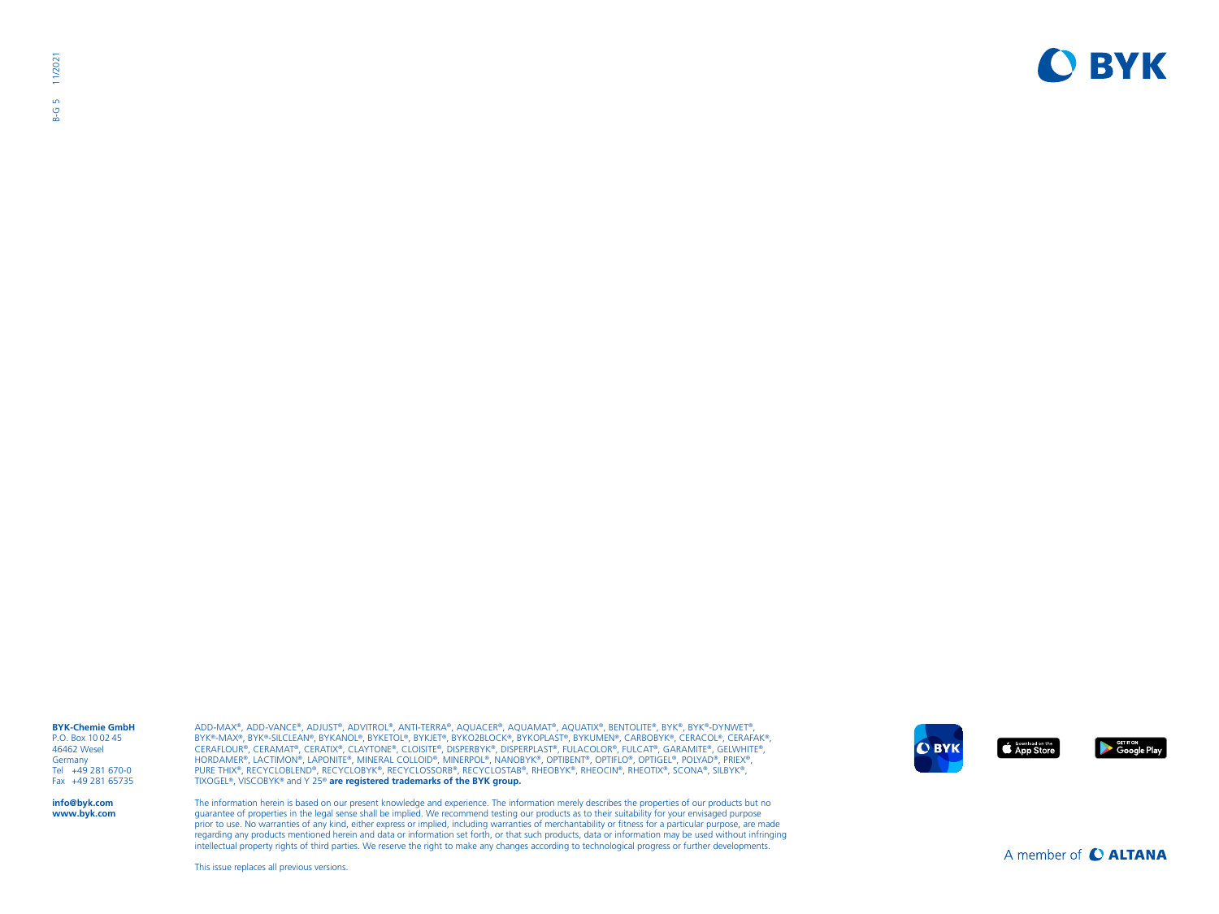B-G 5 11/2021

**BYK-Chemie GmbH**
P.O. Box 10 02 45
46462 Wesel
Germany
Tel +49 281 670-0
Fax +49 281 65735

**info@byk.com**
**www.byk.com**

ADD-MAX®, ADD-VANCE®, ADJUST®, ADVITROL®, ANTI-TERRA®, AQUACER®, AQUAMAT®, AQUATIX®, BENTOLITE®, BYK®, BYK®-DYNWET®, BYK®-MAX®, BYK®-SILCLEAN®, BYKANOL®, BYKETOL®, BYKJET®, BYKO2BLOCK®, BYKOPLAST®, BYKUMEN®, CARBOBYK®, CERACOL®, CERAFAK®, CERAFLOUR®, CERAMAT®, CERATIX®, CLAYTONE®, CLOISITE®, DISPERBYK®, DISPERPLAST®, FULACOLOR®, FULCAT®, GARAMITE®, GELWHITE®, HORDAMER®, LACTIMON®, LAPONITE®, MINERAL COLLOID®, MINERPOL®, NANOBYK®, OPTIBENT®, OPTIFLO®, OPTIGEL®, POLYAD®, PRIEX®, PURE THIX®, RECYCLOBLEND®, RECYCLOBYK®, RECYCLOSSORB®, RECYCLOSTAB®, RHEOBYK®, RHEOCIN®, RHEOTIX®, SCONA®, SILBYK®, TIXOGEL®, VISCOBYK® and Y 25® **are registered trademarks of the BYK group.**

The information herein is based on our present knowledge and experience. The information merely describes the properties of our products but no guarantee of properties in the legal sense shall be implied. We recommend testing our products as to their suitability for your envisaged purpose prior to use. No warranties of any kind, either express or implied, including warranties of merchantability or fitness for a particular purpose, are made regarding any products mentioned herein and data or information set forth, or that such products, data or information may be used without infringing intellectual property rights of third parties. We reserve the right to make any changes according to technological progress or further developments.

This issue replaces all previous versions.

A member of ALTANA